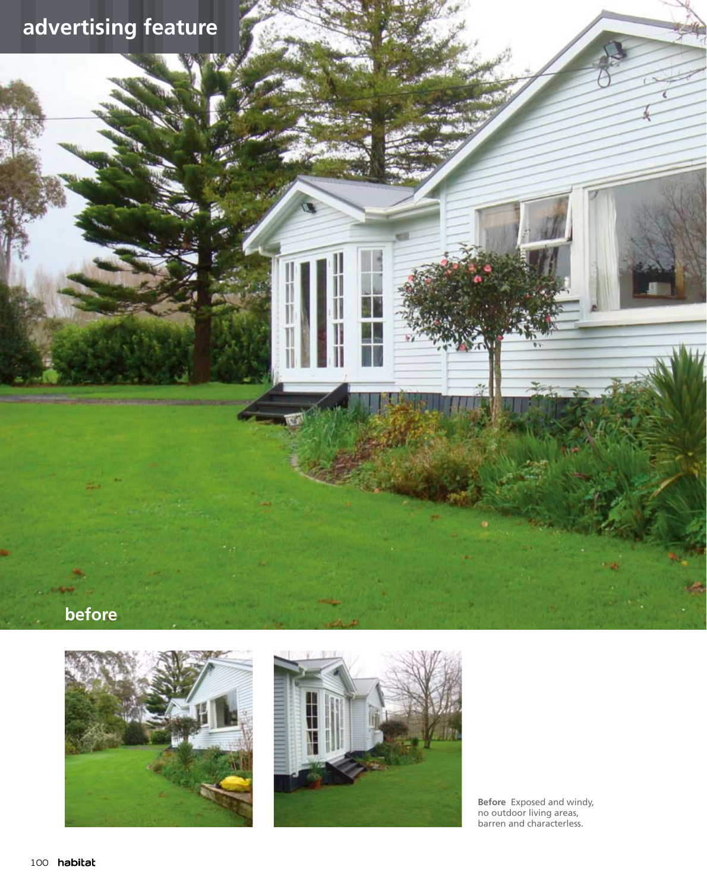advertising feature

before

**Before** Exposed and windy, no outdoor living areas, barren and characterless.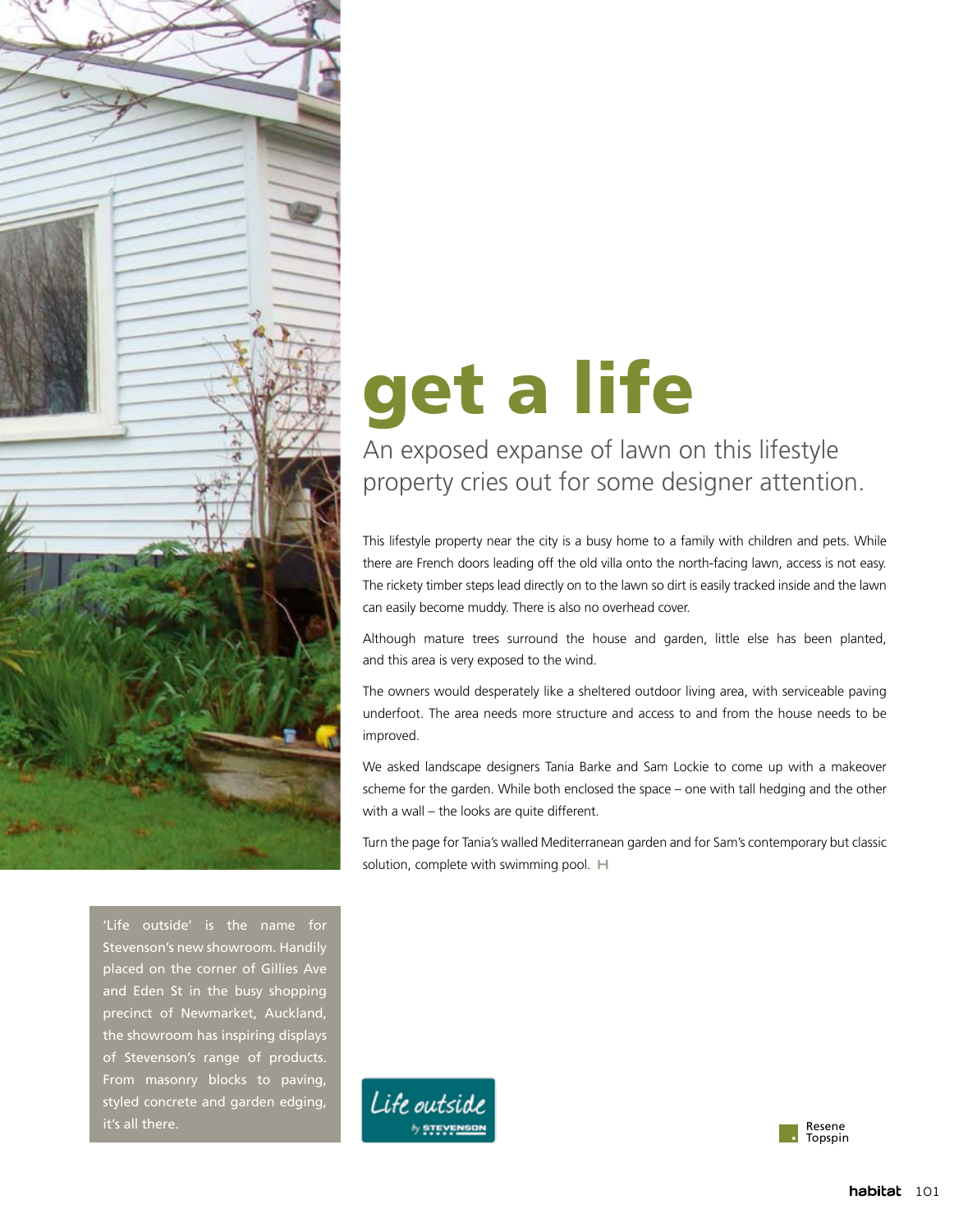# get a life

An exposed expanse of lawn on this lifestyle property cries out for some designer attention.

This lifestyle property near the city is a busy home to a family with children and pets. While there are French doors leading off the old villa onto the north-facing lawn, access is not easy. The rickety timber steps lead directly on to the lawn so dirt is easily tracked inside and the lawn can easily become muddy. There is also no overhead cover.

Although mature trees surround the house and garden, little else has been planted, and this area is very exposed to the wind.

The owners would desperately like a sheltered outdoor living area, with serviceable paving underfoot. The area needs more structure and access to and from the house needs to be improved.

We asked landscape designers Tania Barke and Sam Lockie to come up with a makeover scheme for the garden. While both enclosed the space – one with tall hedging and the other with a wall – the looks are quite different.

Turn the page for Tania's walled Mediterranean garden and for Sam's contemporary but classic solution, complete with swimming pool.

'Life outside' is the name for Stevenson's new showroom. Handily placed on the corner of Gillies Ave and Eden St in the busy shopping precinct of Newmarket, Auckland, the showroom has inspiring displays of Stevenson's range of products. From masonry blocks to paving, styled concrete and garden edging, it's all there.

Life outside by STEVENSON

Resene Topspin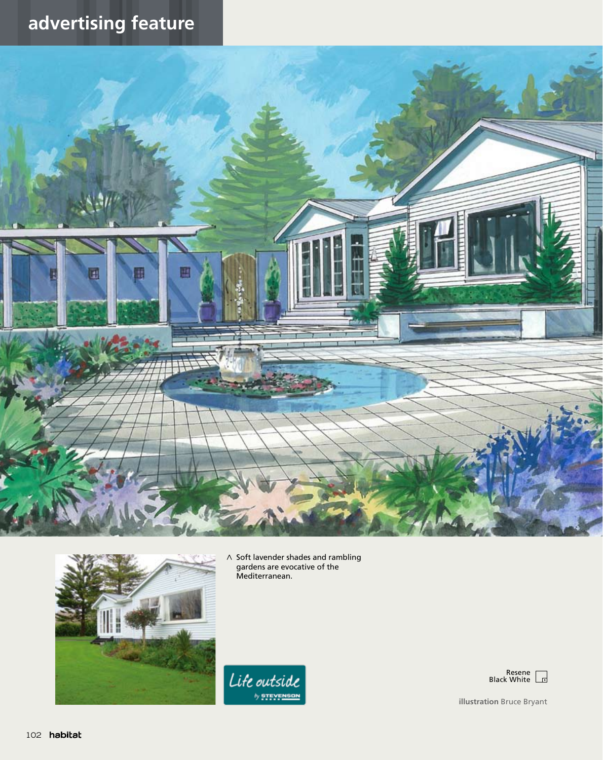## advertising feature

^ Soft lavender shades and rambling gardens are evocative of the Mediterranean.

Resene Black White

**illustration** Bruce Bryant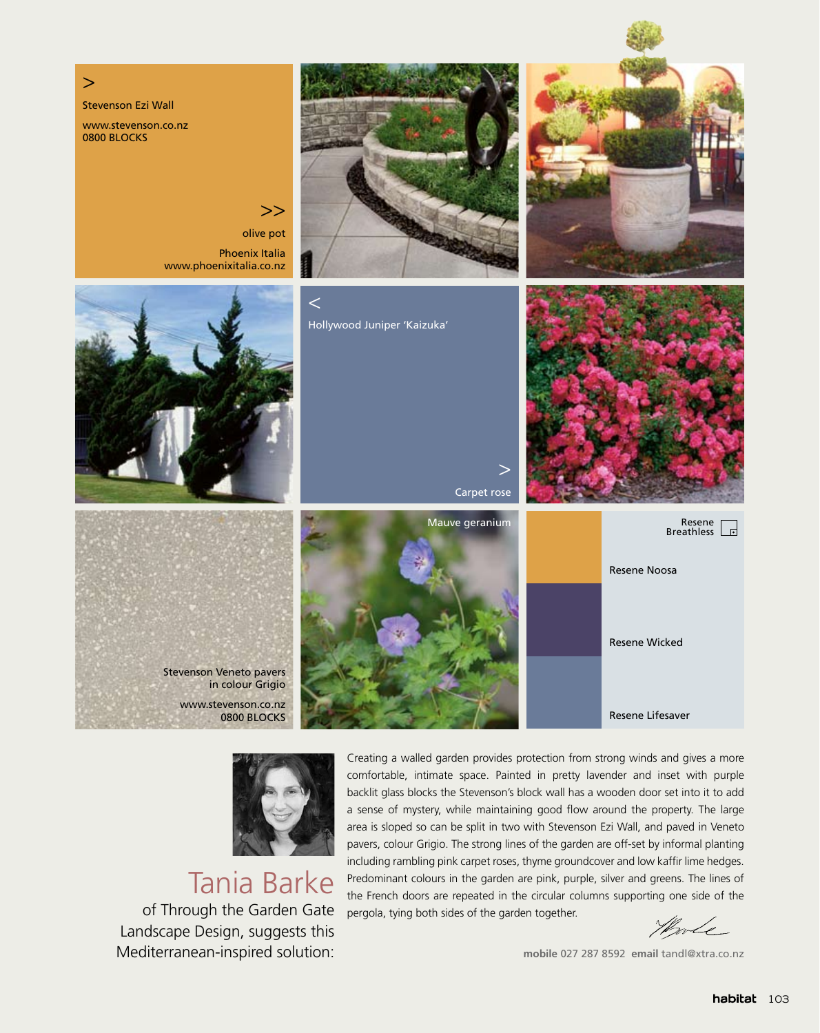\>
Stevenson Ezi Wall

www.stevenson.co.nz
0800 BLOCKS

\>>
olive pot

Phoenix Italia
www.phoenixitalia.co.nz

<
Hollywood Juniper 'Kaizuka'

\>
Carpet rose

Stevenson Veneto pavers
in colour Grigio

www.stevenson.co.nz
0800 BLOCKS

Mauve geranium

Resene Breathless

Resene Noosa

Resene Wicked

Resene Lifesaver

## Tania Barke

of Through the Garden Gate Landscape Design, suggests this Mediterranean-inspired solution:

Creating a walled garden provides protection from strong winds and gives a more comfortable, intimate space. Painted in pretty lavender and inset with purple backlit glass blocks the Stevenson's block wall has a wooden door set into it to add a sense of mystery, while maintaining good flow around the property. The large area is sloped so can be split in two with Stevenson Ezi Wall, and paved in Veneto pavers, colour Grigio. The strong lines of the garden are off-set by informal planting including rambling pink carpet roses, thyme groundcover and low kaffir lime hedges. Predominant colours in the garden are pink, purple, silver and greens. The lines of the French doors are repeated in the circular columns supporting one side of the pergola, tying both sides of the garden together.

**mobile** 027 287 8592 **email** tandl@xtra.co.nz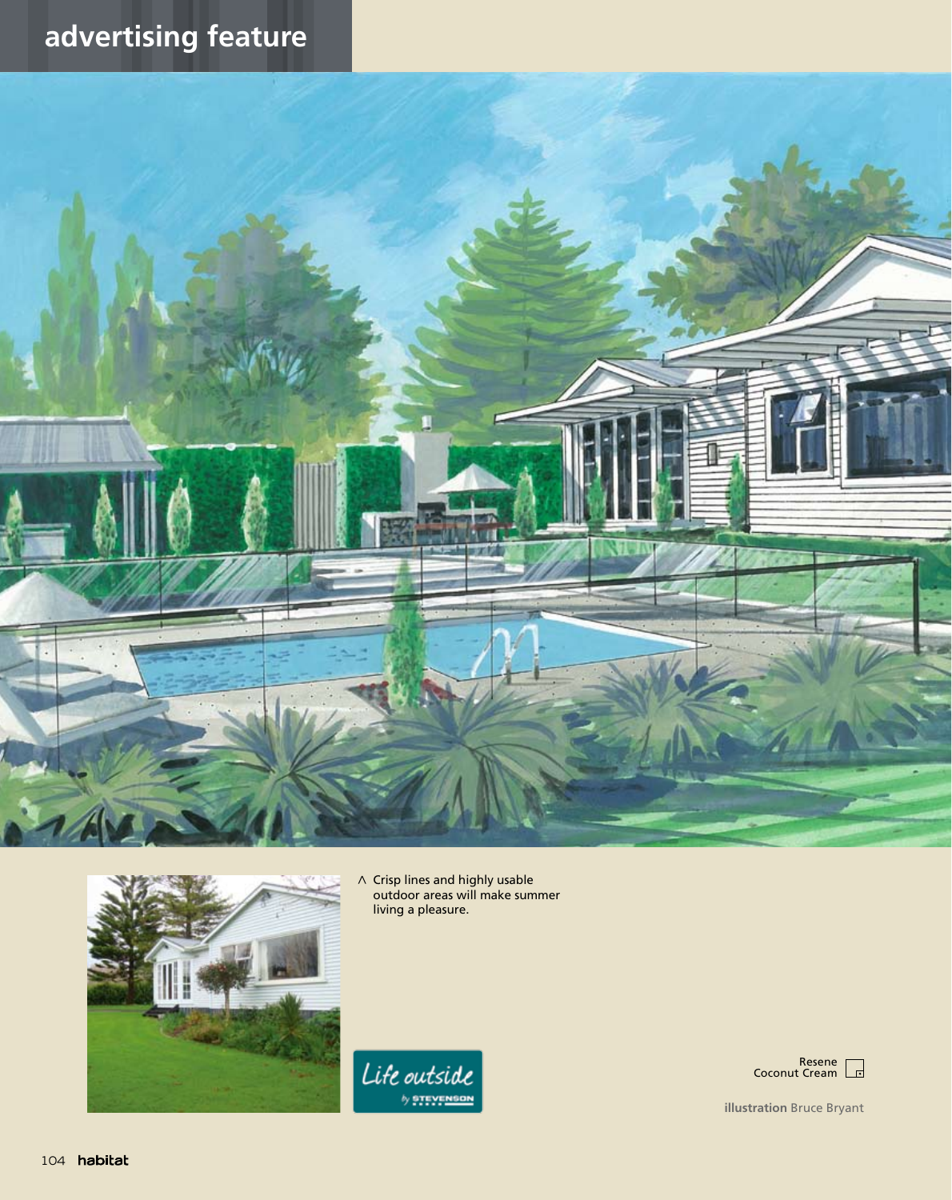advertising feature

∧ Crisp lines and highly usable outdoor areas will make summer living a pleasure.

Resene Coconut Cream

**illustration** Bruce Bryant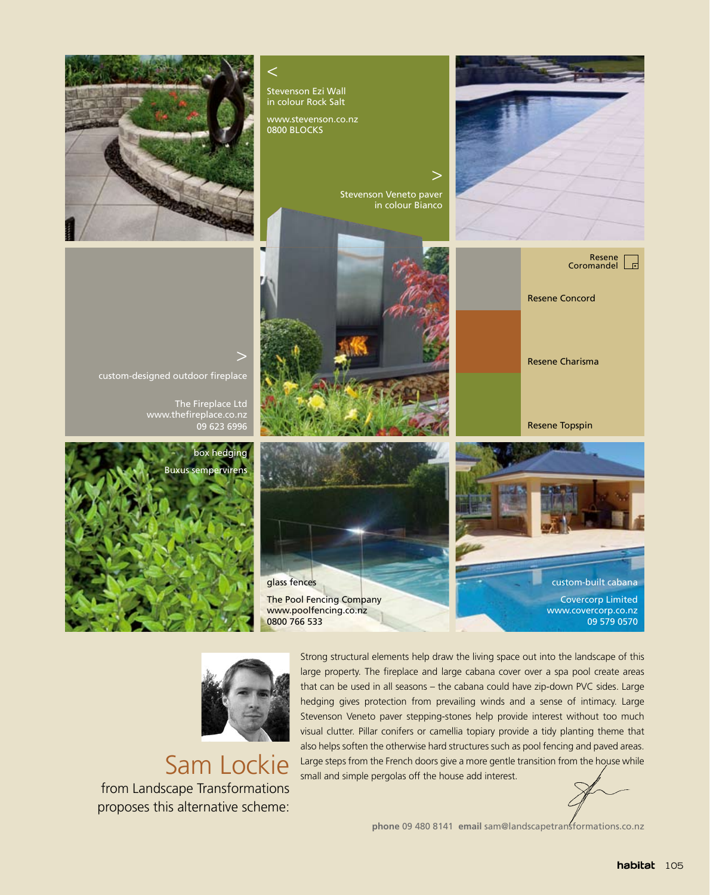Stevenson Ezi Wall
in colour Rock Salt

www.stevenson.co.nz
0800 BLOCKS

Stevenson Veneto paver
in colour Bianco

custom-designed outdoor fireplace

The Fireplace Ltd
www.thefireplace.co.nz
09 623 6996

Resene Coromandel

Resene Concord

Resene Charisma

Resene Topspin

box hedging
Buxus sempervirens

glass fences

The Pool Fencing Company
www.poolfencing.co.nz
0800 766 533

custom-built cabana

Covercorp Limited
www.covercorp.co.nz
09 579 0570

## Sam Lockie

from Landscape Transformations proposes this alternative scheme:

Strong structural elements help draw the living space out into the landscape of this large property. The fireplace and large cabana cover over a spa pool create areas that can be used in all seasons – the cabana could have zip-down PVC sides. Large hedging gives protection from prevailing winds and a sense of intimacy. Large Stevenson Veneto paver stepping-stones help provide interest without too much visual clutter. Pillar conifers or camellia topiary provide a tidy planting theme that also helps soften the otherwise hard structures such as pool fencing and paved areas. Large steps from the French doors give a more gentle transition from the house while small and simple pergolas off the house add interest.

**phone** 09 480 8141 **email** sam@landscapetransformations.co.nz